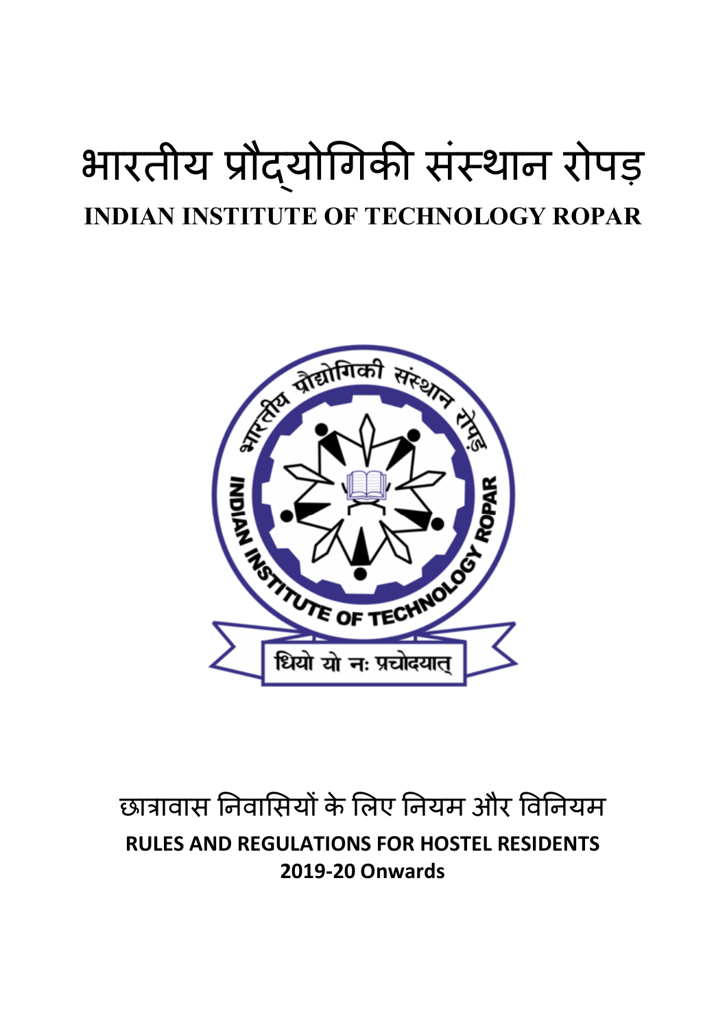# भारतीय प्रौद्योगिकी संस्थान रोपड़

# INDIAN INSTITUTE OF TECHNOLOGY ROPAR

## छात्रावास निवासियों के लिए नियम और विनियम

## RULES AND REGULATIONS FOR HOSTEL RESIDENTS

**2019-20 Onwards**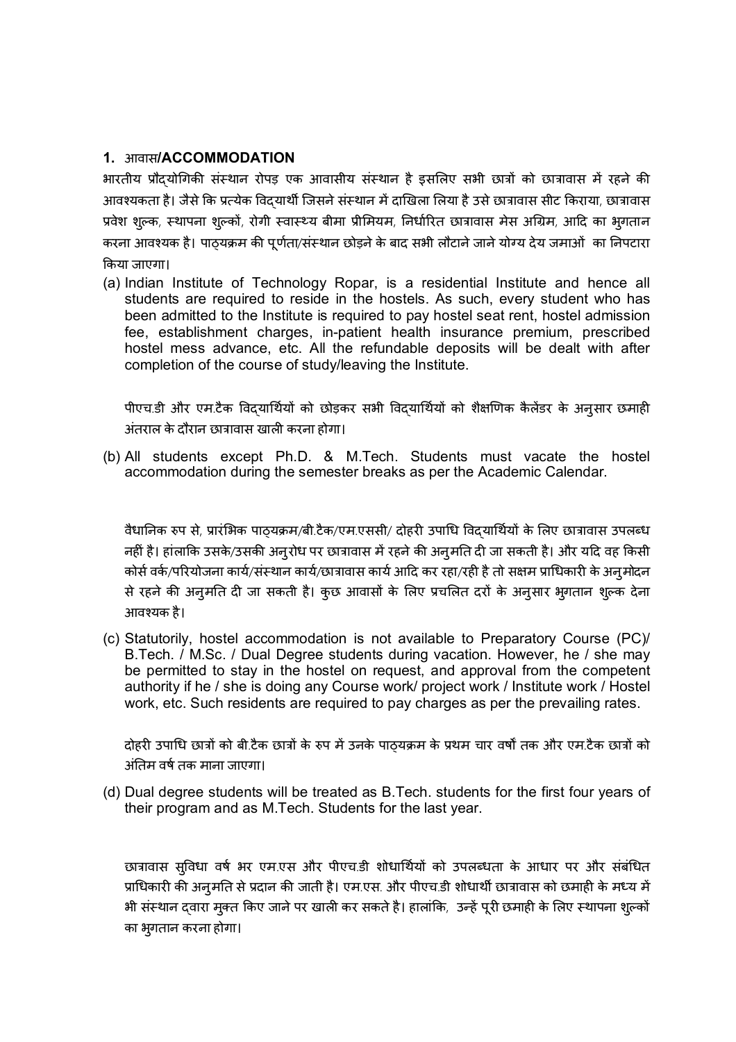## 1. आवास/ACCOMMODATION

भारतीय प्रौद्योगिकी संस्थान रोपड़ एक आवासीय संस्थान है इसलिए सभी छात्रों को छात्रावास में रहने की आवश्यकता है। जैसे कि प्रत्येक विद्यार्थी जिसने संस्थान में दाखिला लिया है उसे छात्रावास सीट किराया, छात्रावास प्रवेश शुल्क, स्थापना शुल्कों, रोगी स्वास्थ्य बीमा प्रीमियम, निर्धारित छात्रावास मेस अग्रिम, आदि का भुगतान करना आवश्यक है। पाठ्यक्रम की पूर्णता/संस्थान छोड़ने के बाद सभी लौटाने जाने योग्य देय जमाओं का निपटारा किया जाएगा।

(a) Indian Institute of Technology Ropar, is a residential Institute and hence all students are required to reside in the hostels. As such, every student who has been admitted to the Institute is required to pay hostel seat rent, hostel admission fee, establishment charges, in-patient health insurance premium, prescribed hostel mess advance, etc. All the refundable deposits will be dealt with after completion of the course of study/leaving the Institute.

पीएच.डी और एम.टैक विद्यार्थियों को छोड़कर सभी विद्यार्थियों को शैक्षणिक कैलेंडर के अनुसार छमाही अंतराल के दौरान छात्रावास खाली करना होगा।

(b) All students except Ph.D. & M.Tech. Students must vacate the hostel accommodation during the semester breaks as per the Academic Calendar.

वैधानिक रुप से, प्रारंभिक पाठ्यक्रम/बी.टैक/एम.एससी/ दोहरी उपाधि विद्यार्थियों के लिए छात्रावास उपलब्ध नहीं है। हांलाकि उसके/उसकी अनुरोध पर छात्रावास में रहने की अनुमति दी जा सकती है। और यदि वह किसी कोर्स वर्क/परियोजना कार्य/संस्थान कार्य/छात्रावास कार्य आदि कर रहा/रही है तो सक्षम प्राधिकारी के अनुमोदन से रहने की अनुमति दी जा सकती है। कुछ आवासों के लिए प्रचलित दरों के अनुसार भुगतान शुल्क देना आवश्यक है।

(c) Statutorily, hostel accommodation is not available to Preparatory Course (PC)/ B.Tech. / M.Sc. / Dual Degree students during vacation. However, he / she may be permitted to stay in the hostel on request, and approval from the competent authority if he / she is doing any Course work/ project work / Institute work / Hostel work, etc. Such residents are required to pay charges as per the prevailing rates.

दोहरी उपाधि छात्रों को बी.टैक छात्रों के रुप में उनके पाठ्यक्रम के प्रथम चार वर्षों तक और एम.टैक छात्रों को अंतिम वर्ष तक माना जाएगा।

(d) Dual degree students will be treated as B.Tech. students for the first four years of their program and as M.Tech. Students for the last year.

छात्रावास सुविधा वर्ष भर एम.एस और पीएच.डी शोधार्थियों को उपलब्धता के आधार पर और संबंधित प्राधिकारी की अनुमति से प्रदान की जाती है। एम.एस. और पीएच.डी शोधार्थी छात्रावास को छमाही के मध्य में भी संस्थान द्वारा मुक्त किए जाने पर खाली कर सकते है। हालांकि, उन्हें पूरी छमाही के लिए स्थापना शुल्कों का भुगतान करना होगा।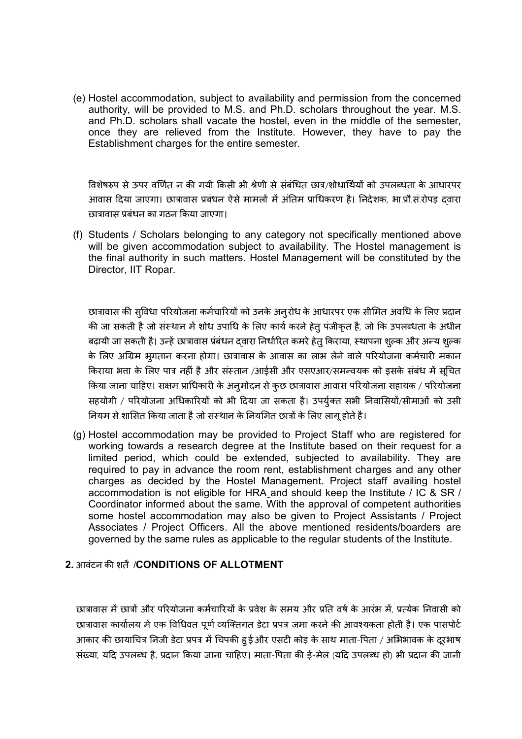(e) Hostel accommodation, subject to availability and permission from the concerned authority, will be provided to M.S. and Ph.D. scholars throughout the year. M.S. and Ph.D. scholars shall vacate the hostel, even in the middle of the semester, once they are relieved from the Institute. However, they have to pay the Establishment charges for the entire semester.

विशेषरुप से ऊपर वर्णित न की गयी किसी भी श्रेणी से संबंधित छात्र/शोधार्थियों को उपलब्धता के आधारपर आवास दिया जाएगा। छात्रावास प्रबंधन ऐसे मामलों में अंतिम प्राधिकरण है। निदेशक, भा.प्रौ.सं.रोपड़ द्वारा छात्रावास प्रबंधन का गठन किया जाएगा।

(f) Students / Scholars belonging to any category not specifically mentioned above will be given accommodation subject to availability. The Hostel management is the final authority in such matters. Hostel Management will be constituted by the Director, IIT Ropar.

छात्रावास की सुविधा परियोजना कर्मचारियों को उनके अनुरोध के आधारपर एक सीमित अवधि के लिए प्रदान की जा सकती है जो संस्थान में शोध उपाधि के लिए कार्य करने हेतु पंजीकृत है, जो कि उपलब्धता के अधीन बढ़ायी जा सकती है। उन्हें छात्रावास प्रबंधन द्वारा निर्धारित कमरे हेतु किराया, स्थापना शुल्क और अन्य शुल्क के लिए अग्रिम भुगतान करना होगा। छात्रावास के आवास का लाभ लेने वाले परियोजना कर्मचारी मकान किराया भत्ता के लिए पात्र नहीं है और संस्तान /आईसी और एसएआर/समन्वयक को इसके संबंध में सूचित किया जाना चाहिए। सक्षम प्राधिकारी के अनुमोदन से कुछ छात्रावास आवास परियोजना सहायक / परियोजना सहयोगी / परियोजना अधिकारियों को भी दिया जा सकता है। उपर्युक्त सभी निवासियों/सीमाओं को उसी नियम से शासित किया जाता है जो संस्थान के नियमित छात्रों के लिए लागू होते है।

(g) Hostel accommodation may be provided to Project Staff who are registered for working towards a research degree at the Institute based on their request for a limited period, which could be extended, subjected to availability. They are required to pay in advance the room rent, establishment charges and any other charges as decided by the Hostel Management. Project staff availing hostel accommodation is not eligible for HRA and should keep the Institute / IC & SR / Coordinator informed about the same. With the approval of competent authorities some hostel accommodation may also be given to Project Assistants / Project Associates / Project Officers. All the above mentioned residents/boarders are governed by the same rules as applicable to the regular students of the Institute.

## 2. आवंटन की शर्तें /CONDITIONS OF ALLOTMENT

छात्रावास में छात्रों और परियोजना कर्मचारियों के प्रवेश के समय और प्रति वर्ष के आरंभ में, प्रत्येक निवासी को छात्रावास कार्यालय में एक विधिवत पूर्ण व्यक्तिगत डेटा प्रपत्र जमा करने की आवश्यकता होती है। एक पासपोर्ट आकार की छायाचित्र निजी डेटा प्रपत्र में चिपकी हुई और एसटी कोड़ के साथ माता-पिता / अभिभावक के दूरभाष संख्या, यदि उपलब्ध है, प्रदान किया जाना चाहिए। माता-पिता की ई-मेल (यदि उपलब्ध हो) भी प्रदान की जानी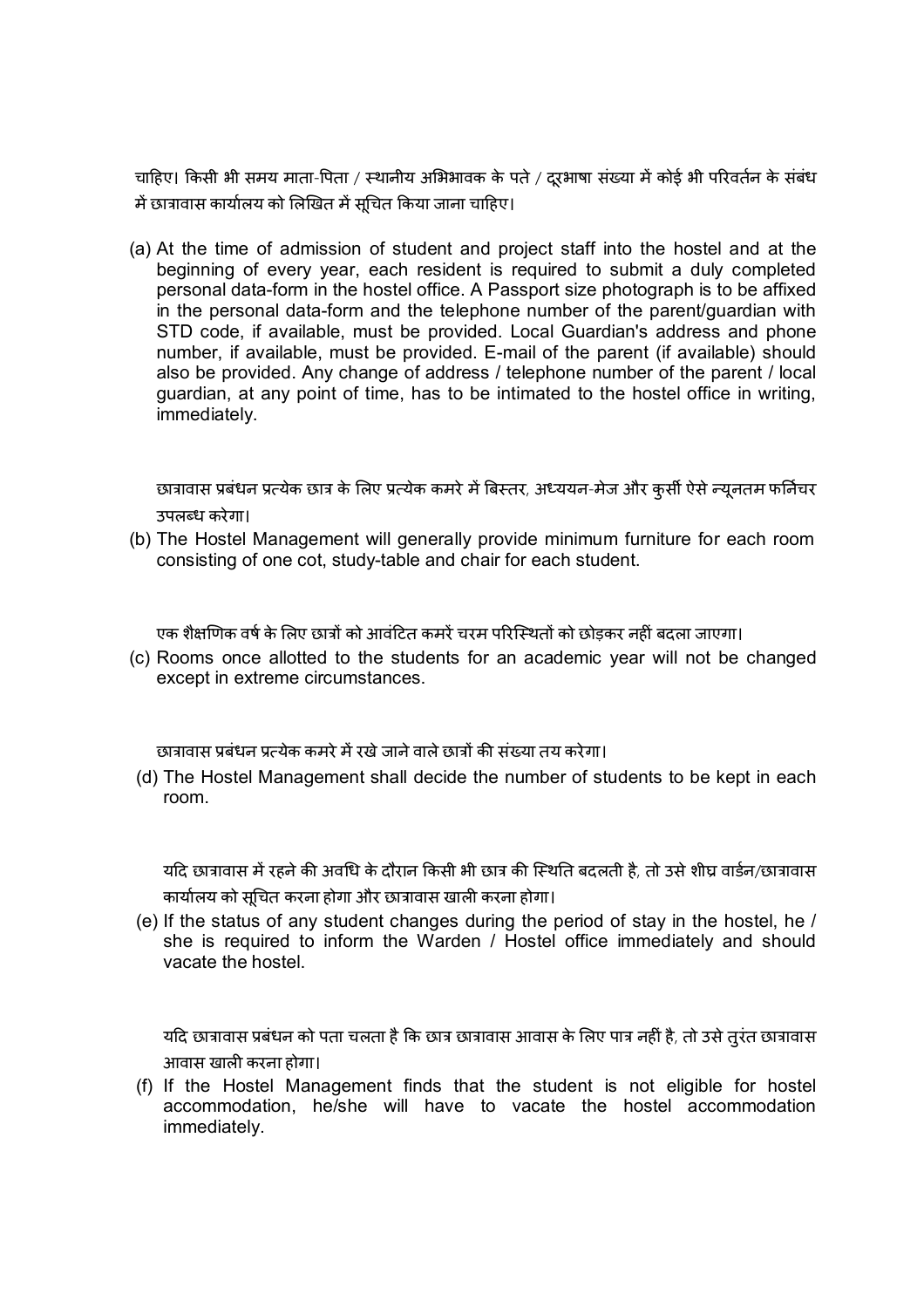चाहिए। किसी भी समय माता-पिता / स्थानीय अभिभावक के पते / दूरभाषा संख्या में कोई भी परिवर्तन के संबंध में छात्रावास कार्यालय को लिखित में सूचित किया जाना चाहिए।

(a) At the time of admission of student and project staff into the hostel and at the beginning of every year, each resident is required to submit a duly completed personal data-form in the hostel office. A Passport size photograph is to be affixed in the personal data-form and the telephone number of the parent/guardian with STD code, if available, must be provided. Local Guardian's address and phone number, if available, must be provided. E-mail of the parent (if available) should also be provided. Any change of address / telephone number of the parent / local guardian, at any point of time, has to be intimated to the hostel office in writing, immediately.

छात्रावास प्रबंधन प्रत्येक छात्र के लिए प्रत्येक कमरे में बिस्तर, अध्ययन-मेज और कुर्सी ऐसे न्यूनतम फर्निचर उपलब्ध करेगा।

(b) The Hostel Management will generally provide minimum furniture for each room consisting of one cot, study-table and chair for each student.

एक शैक्षणिक वर्ष के लिए छात्रों को आवंटित कमरें चरम परिस्थितों को छोड़कर नहीं बदला जाएगा।

(c) Rooms once allotted to the students for an academic year will not be changed except in extreme circumstances.

छात्रावास प्रबंधन प्रत्येक कमरे में रखे जाने वाले छात्रों की संख्या तय करेगा।

(d) The Hostel Management shall decide the number of students to be kept in each room.

यदि छात्रावास में रहने की अवधि के दौरान किसी भी छात्र की स्थिति बदलती है, तो उसे शीघ्र वार्डन/छात्रावास कार्यालय को सूचित करना होगा और छात्रावास खाली करना होगा।

(e) If the status of any student changes during the period of stay in the hostel, he / she is required to inform the Warden / Hostel office immediately and should vacate the hostel.

यदि छात्रावास प्रबंधन को पता चलता है कि छात्र छात्रावास आवास के लिए पात्र नहीं है, तो उसे तुरंत छात्रावास आवास खाली करना होगा।

(f) If the Hostel Management finds that the student is not eligible for hostel accommodation, he/she will have to vacate the hostel accommodation immediately.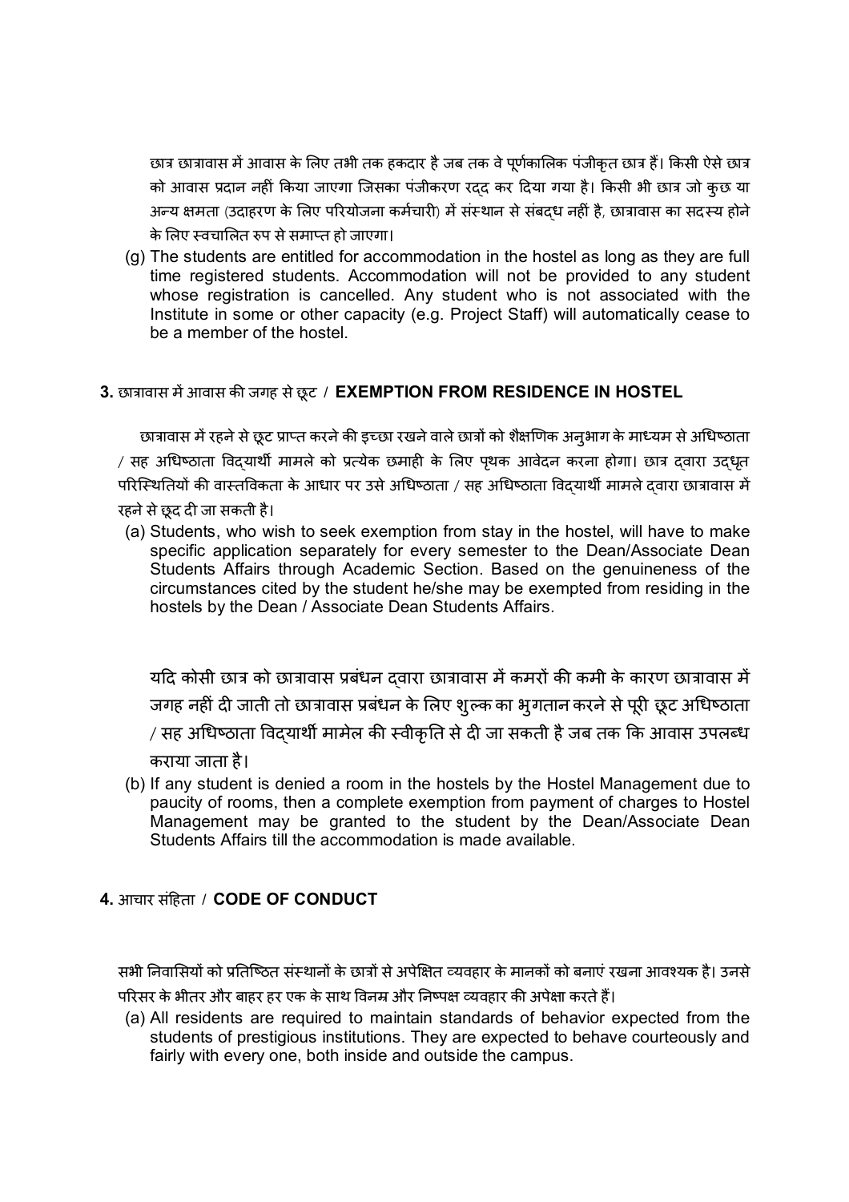छात्र छात्रावास में आवास के लिए तभी तक हकदार है जब तक वे पूर्णकालिक पंजीकृत छात्र हैं। किसी ऐसे छात्र को आवास प्रदान नहीं किया जाएगा जिसका पंजीकरण रद्द कर दिया गया है। किसी भी छात्र जो कुछ या अन्य क्षमता (उदाहरण के लिए परियोजना कर्मचारी) में संस्थान से संबद्ध नहीं है, छात्रावास का सदस्य होने के लिए स्वचालित रुप से समाप्त हो जाएगा।

(g) The students are entitled for accommodation in the hostel as long as they are full time registered students. Accommodation will not be provided to any student whose registration is cancelled. Any student who is not associated with the Institute in some or other capacity (e.g. Project Staff) will automatically cease to be a member of the hostel.

## 3. छात्रावास में आवास की जगह से छूट / EXEMPTION FROM RESIDENCE IN HOSTEL

छात्रावास में रहने से छूट प्राप्त करने की इच्छा रखने वाले छात्रों को शैक्षणिक अनुभाग के माध्यम से अधिष्ठाता / सह अधिष्ठाता विद्यार्थी मामले को प्रत्येक छमाही के लिए पृथक आवेदन करना होगा। छात्र द्वारा उद्धृत परिस्थितियों की वास्तविकता के आधार पर उसे अधिष्ठाता / सह अधिष्ठाता विद्यार्थी मामले द्वारा छात्रावास में रहने से छूद दी जा सकती है।

(a) Students, who wish to seek exemption from stay in the hostel, will have to make specific application separately for every semester to the Dean/Associate Dean Students Affairs through Academic Section. Based on the genuineness of the circumstances cited by the student he/she may be exempted from residing in the hostels by the Dean / Associate Dean Students Affairs.

यदि कोसी छात्र को छात्रावास प्रबंधन द्वारा छात्रावास में कमरों की कमी के कारण छात्रावास में जगह नहीं दी जाती तो छात्रावास प्रबंधन के लिए शुल्क का भुगतान करने से पूरी छूट अधिष्ठाता / सह अधिष्ठाता विद्यार्थी मामेल की स्वीकृति से दी जा सकती है जब तक कि आवास उपलब्ध कराया जाता है।

(b) If any student is denied a room in the hostels by the Hostel Management due to paucity of rooms, then a complete exemption from payment of charges to Hostel Management may be granted to the student by the Dean/Associate Dean Students Affairs till the accommodation is made available.

## 4. आचार संहिता / CODE OF CONDUCT

सभी निवासियों को प्रतिष्ठित संस्थानों के छात्रों से अपेक्षित व्यवहार के मानकों को बनाएं रखना आवश्यक है। उनसे परिसर के भीतर और बाहर हर एक के साथ विनम्र और निष्पक्ष व्यवहार की अपेक्षा करते हैं।

(a) All residents are required to maintain standards of behavior expected from the students of prestigious institutions. They are expected to behave courteously and fairly with every one, both inside and outside the campus.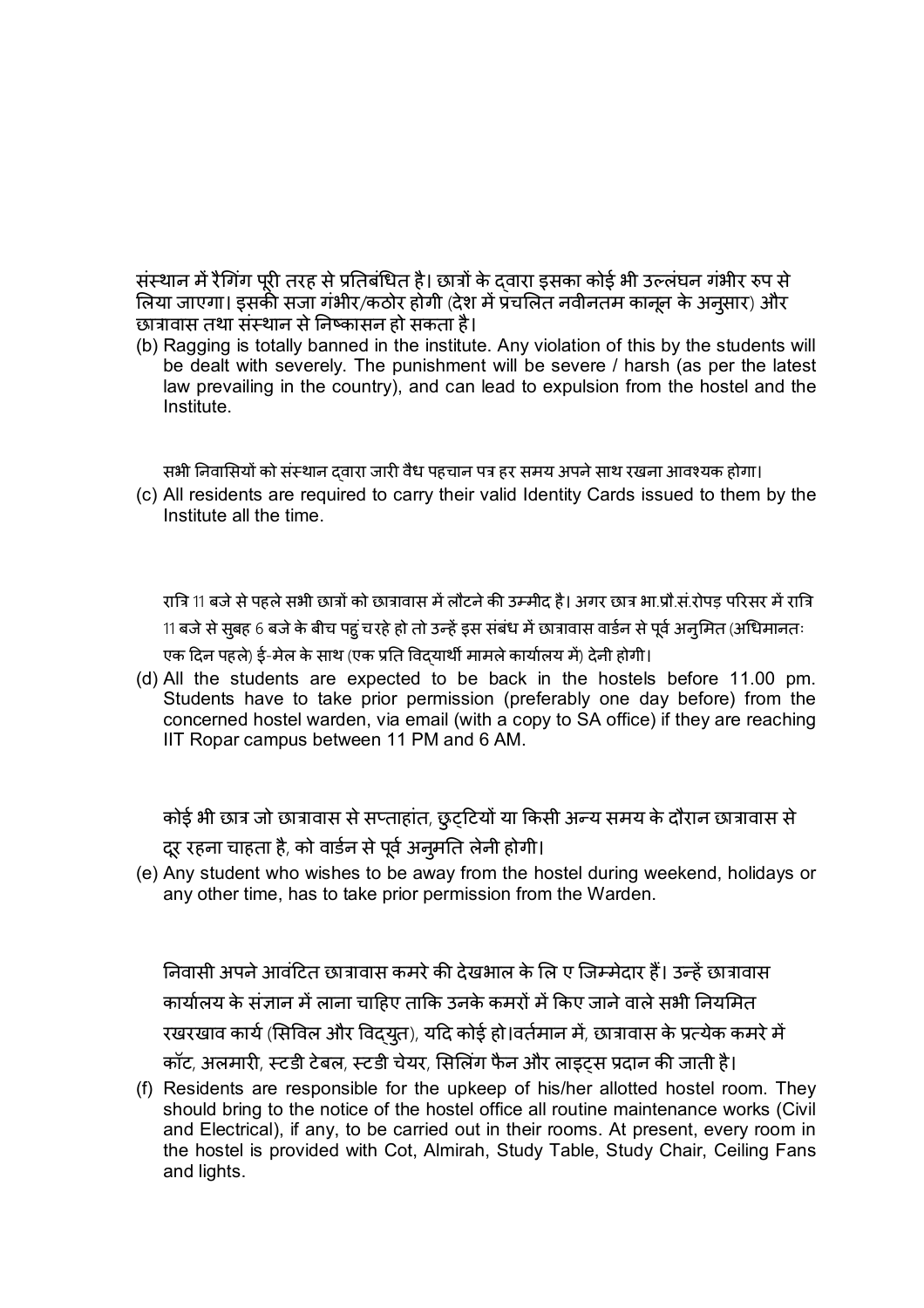संस्थान में रैगिंग पूरी तरह से प्रतिबंधित है। छात्रों के द्वारा इसका कोई भी उल्लंघन गंभीर रुप से लिया जाएगा। इसकी सजा गंभीर/कठोर होगी (देश में प्रचलित नवीनतम कानून के अनुसार) और छात्रावास तथा संस्थान से निष्कासन हो सकता है।

(b) Ragging is totally banned in the institute. Any violation of this by the students will be dealt with severely. The punishment will be severe / harsh (as per the latest law prevailing in the country), and can lead to expulsion from the hostel and the Institute.

सभी निवासियों को संस्थान द्वारा जारी वैध पहचान पत्र हर समय अपने साथ रखना आवश्यक होगा।

(c) All residents are required to carry their valid Identity Cards issued to them by the Institute all the time.

रात्रि 11 बजे से पहले सभी छात्रों को छात्रावास में लौटने की उम्मीद है। अगर छात्र भा.प्रौ.सं.रोपड़ परिसर में रात्रि 11 बजे से सुबह 6 बजे के बीच पहुंच रहे हो तो उन्हें इस संबंध में छात्रावास वार्डन से पूर्व अनुमित (अधिमानतः एक दिन पहले) ई-मेल के साथ (एक प्रति विद्यार्थी मामले कार्यालय में) देनी होगी।

(d) All the students are expected to be back in the hostels before 11.00 pm. Students have to take prior permission (preferably one day before) from the concerned hostel warden, via email (with a copy to SA office) if they are reaching IIT Ropar campus between 11 PM and 6 AM.

कोई भी छात्र जो छात्रावास से सप्ताहांत, छुट्टियों या किसी अन्य समय के दौरान छात्रावास से दूर रहना चाहता है, को वार्डन से पूर्व अनुमति लेनी होगी।

(e) Any student who wishes to be away from the hostel during weekend, holidays or any other time, has to take prior permission from the Warden.

निवासी अपने आवंटित छात्रावास कमरे की देखभाल के लि ए जिम्मेदार हैं। उन्हें छात्रावास कार्यालय के संज्ञान में लाना चाहिए ताकि उनके कमरों में किए जाने वाले सभी नियमित रखरखाव कार्य (सिविल और विद्युत), यदि कोई हो।वर्तमान में, छात्रावास के प्रत्येक कमरे में कॉट, अलमारी, स्टडी टेबल, स्टडी चेयर, सिलिंग फैन और लाइट्स प्रदान की जाती है।

(f) Residents are responsible for the upkeep of his/her allotted hostel room. They should bring to the notice of the hostel office all routine maintenance works (Civil and Electrical), if any, to be carried out in their rooms. At present, every room in the hostel is provided with Cot, Almirah, Study Table, Study Chair, Ceiling Fans and lights.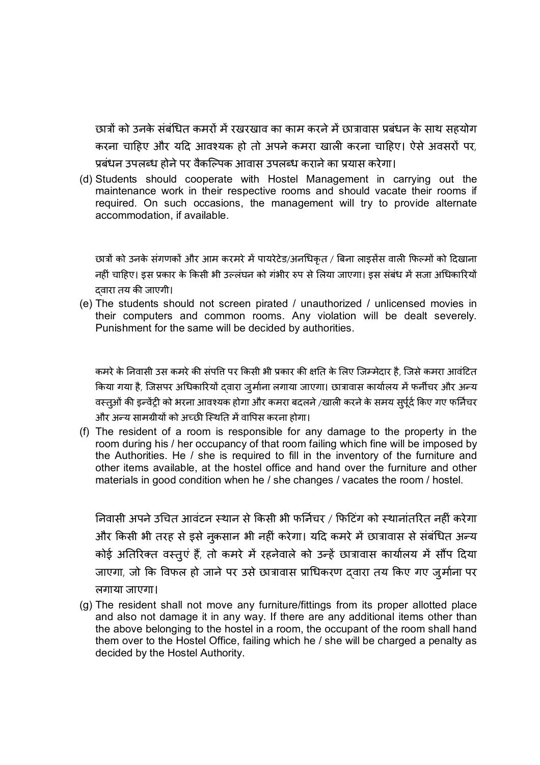छात्रों को उनके संबंधित कमरों में रखरखाव का काम करने में छात्रावास प्रबंधन के साथ सहयोग करना चाहिए और यदि आवश्यक हो तो अपने कमरा खाली करना चाहिए। ऐसे अवसरों पर, प्रबंधन उपलब्ध होने पर वैकल्पिक आवास उपलब्ध कराने का प्रयास करेगा।

(d) Students should cooperate with Hostel Management in carrying out the maintenance work in their respective rooms and should vacate their rooms if required. On such occasions, the management will try to provide alternate accommodation, if available.

छात्रों को उनके संगणकों और आम करमरे में पायरेटेड/अनधिकृत / बिना लाइसेंस वाली फिल्मों को दिखाना नहीं चाहिए। इस प्रकार के किसी भी उल्लंघन को गंभीर रुप से लिया जाएगा। इस संबंध में सजा अधिकारियों द्वारा तय की जाएगी।

(e) The students should not screen pirated / unauthorized / unlicensed movies in their computers and common rooms. Any violation will be dealt severely. Punishment for the same will be decided by authorities.

कमरे के निवासी उस कमरे की संपत्ति पर किसी भी प्रकार की क्षति के लिए जिम्मेदार है, जिसे कमरा आवंटित किया गया है, जिसपर अधिकारियों द्वारा जुर्माना लगाया जाएगा। छात्रावास कार्यालय में फर्नीचर और अन्य वस्तुओं की इन्वेंट्री को भरना आवश्यक होगा और कमरा बदलने /खाली करने के समय सुपूर्द किए गए फर्निचर और अन्य सामग्रीयों को अच्छी स्थिति में वापिस करना होगा।

(f) The resident of a room is responsible for any damage to the property in the room during his / her occupancy of that room failing which fine will be imposed by the Authorities. He / she is required to fill in the inventory of the furniture and other items available, at the hostel office and hand over the furniture and other materials in good condition when he / she changes / vacates the room / hostel.

निवासी अपने उचित आवंटन स्थान से किसी भी फर्निचर / फिटिंग को स्थानांतरित नहीं करेगा और किसी भी तरह से इसे नुकसान भी नहीं करेगा। यदि कमरे में छात्रावास से संबंधित अन्य कोई अतिरिक्त वस्तुएं हैं, तो कमरे में रहनेवाले को उन्हें छात्रावास कार्यालय में सौंप दिया जाएगा, जो कि विफल हो जाने पर उसे छात्रावास प्राधिकरण द्वारा तय किए गए जुर्माना पर लगाया जाएगा।

(g) The resident shall not move any furniture/fittings from its proper allotted place and also not damage it in any way. If there are any additional items other than the above belonging to the hostel in a room, the occupant of the room shall hand them over to the Hostel Office, failing which he / she will be charged a penalty as decided by the Hostel Authority.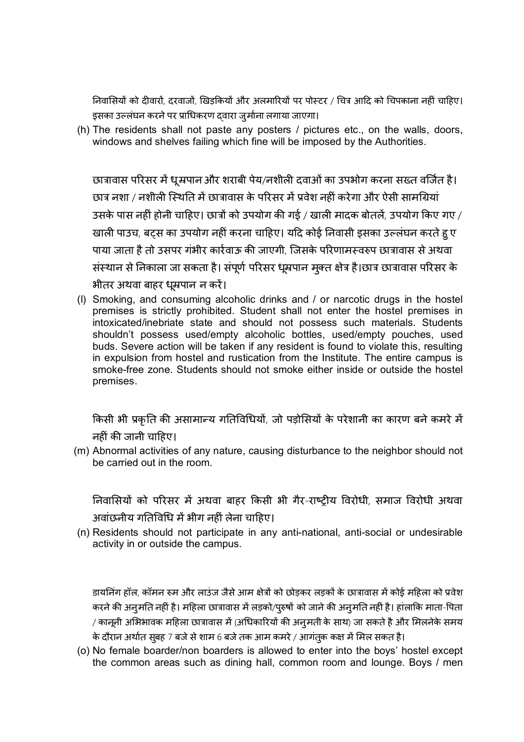निवासियों को दीवारों, दरवाजों, खिड़कियों और अलमारियों पर पोस्टर / चित्र आदि को चिपकाना नहीं चाहिए। इसका उल्लंघन करने पर प्राधिकरण द्वारा जुर्माना लगाया जाएगा।

(h) The residents shall not paste any posters / pictures etc., on the walls, doors, windows and shelves failing which fine will be imposed by the Authorities.

छात्रावास परिसर में धूम्रपान और शराबी पेय/नशीली दवाओं का उपभोग करना सख्त वर्जित है। छात्र नशा / नशीली स्थिति में छात्रावास के परिसर में प्रवेश नहीं करेगा और ऐसी सामग्रियां उसके पास नहीं होनी चाहिए। छात्रों को उपयोग की गई / खाली मादक बोतलें, उपयोग किए गए / खाली पाउच, बट्स का उपयोग नहीं करना चाहिए। यदि कोई निवासी इसका उल्लंघन करते हु ए पाया जाता है तो उसपर गंभीर कार्रवाऊ की जाएगी, जिसके परिणामस्वरुप छात्रावास से अथवा संस्थान से निकाला जा सकता है। संपूर्ण परिसर धूम्रपान मुक्त क्षेत्र है।छात्र छात्रावास परिसर के भीतर अथवा बाहर धूम्रपान न करें।

(l) Smoking, and consuming alcoholic drinks and / or narcotic drugs in the hostel premises is strictly prohibited. Student shall not enter the hostel premises in intoxicated/inebriate state and should not possess such materials. Students shouldn't possess used/empty alcoholic bottles, used/empty pouches, used buds. Severe action will be taken if any resident is found to violate this, resulting in expulsion from hostel and rustication from the Institute. The entire campus is smoke-free zone. Students should not smoke either inside or outside the hostel premises.

किसी भी प्रकृति की असामान्य गतिविधियों, जो पड़ोसियों के परेशानी का कारण बने कमरे में नहीं की जानी चाहिए।

(m) Abnormal activities of any nature, causing disturbance to the neighbor should not be carried out in the room.

निवासियों को परिसर में अथवा बाहर किसी भी गैर-राष्ट्रीय विरोधी, समाज विरोधी अथवा अवांछनीय गतिविधि में भीग नहीं लेना चाहिए।

(n) Residents should not participate in any anti-national, anti-social or undesirable activity in or outside the campus.

डायनिंग हॉल, कॉमन रुम और लाउंज जैसे आम क्षेत्रों को छोड़कर लड़कों के छात्रावास में कोई महिला को प्रवेश करने की अनुमति नहीं है। महिला छात्रावास में लड़को/पुरुषों को जाने की अनुमति नहीं है। हांलाकि माता-पिता / कानूनी अभिभावक महिला छात्रावास में (अधिकारियों की अनुमती के साथ) जा सकते है और मिलनेके समय के दौरान अर्थात सुबह 7 बजे से शाम 6 बजे तक आम कमरे / आगंतुक कक्ष में मिल सकत है।

(o) No female boarder/non boarders is allowed to enter into the boys' hostel except the common areas such as dining hall, common room and lounge. Boys / men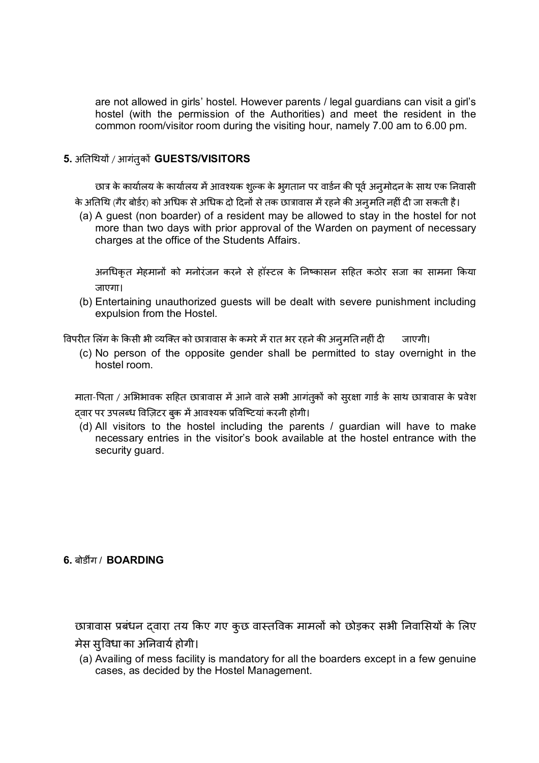are not allowed in girls' hostel. However parents / legal guardians can visit a girl's hostel (with the permission of the Authorities) and meet the resident in the common room/visitor room during the visiting hour, namely 7.00 am to 6.00 pm.

### 5. अतिथियों / आगंतुकों GUESTS/VISITORS

छात्र के कार्यालय के कार्यालय में आवश्यक शुल्क के भुगतान पर वार्डन की पूर्व अनुमोदन के साथ एक निवासी के अतिथि (गैर बोर्डर) को अधिक से अधिक दो दिनों से तक छात्रावास में रहने की अनुमति नहीं दी जा सकती है।

(a) A guest (non boarder) of a resident may be allowed to stay in the hostel for not more than two days with prior approval of the Warden on payment of necessary charges at the office of the Students Affairs.

अनधिकृत मेहमानों को मनोरंजन करने से हॉस्टल के निष्कासन सहित कठोर सजा का सामना किया जाएगा।

(b) Entertaining unauthorized guests will be dealt with severe punishment including expulsion from the Hostel.

विपरीत लिंग के किसी भी व्यक्ति को छात्रावास के कमरे में रात भर रहने की अनुमति नहीं दी जाएगी।

(c) No person of the opposite gender shall be permitted to stay overnight in the hostel room.

माता-पिता / अभिभावक सहित छात्रावास में आने वाले सभी आगंतुकों को सुरक्षा गार्ड के साथ छात्रावास के प्रवेश द्वार पर उपलब्ध विज़िटर बुक में आवश्यक प्रविष्टियां करनी होगी।

(d) All visitors to the hostel including the parents / guardian will have to make necessary entries in the visitor's book available at the hostel entrance with the security guard.

### 6. बोर्डींग / BOARDING

छात्रावास प्रबंधन द्वारा तय किए गए कुछ वास्तविक मामलों को छोड़कर सभी निवासियों के लिए मेस सुविधा का अनिवार्य होगी।

(a) Availing of mess facility is mandatory for all the boarders except in a few genuine cases, as decided by the Hostel Management.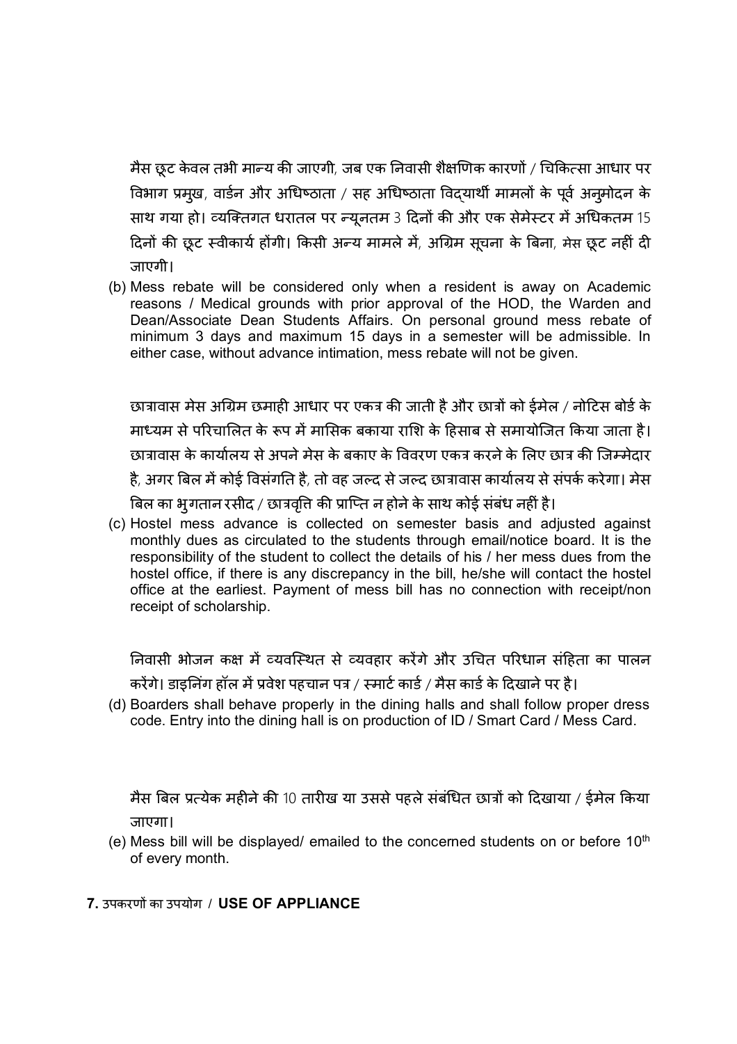मैस छूट केवल तभी मान्य की जाएगी, जब एक निवासी शैक्षणिक कारणों / चिकित्सा आधार पर विभाग प्रमुख, वार्डन और अधिष्ठाता / सह अधिष्ठाता विद्यार्थी मामलों के पूर्व अनुमोदन के साथ गया हो। व्यक्तिगत धरातल पर न्यूनतम 3 दिनों की और एक सेमेस्टर में अधिकतम 15 दिनों की छूट स्वीकार्य होंगी। किसी अन्य मामले में, अग्रिम सूचना के बिना, मेस छूट नहीं दी जाएगी।

(b) Mess rebate will be considered only when a resident is away on Academic reasons / Medical grounds with prior approval of the HOD, the Warden and Dean/Associate Dean Students Affairs. On personal ground mess rebate of minimum 3 days and maximum 15 days in a semester will be admissible. In either case, without advance intimation, mess rebate will not be given.

छात्रावास मेस अग्रिम छमाही आधार पर एकत्र की जाती है और छात्रों को ईमेल / नोटिस बोर्ड के माध्यम से परिचालित के रूप में मासिक बकाया राशि के हिसाब से समायोजित किया जाता है। छात्रावास के कार्यालय से अपने मेस के बकाए के विवरण एकत्र करने के लिए छात्र की जिम्मेदार है, अगर बिल में कोई विसंगति है, तो वह जल्द से जल्द छात्रावास कार्यालय से संपर्क करेगा। मेस बिल का भुगतान रसीद / छात्रवृत्ति की प्राप्ति न होने के साथ कोई संबंध नहीं है।

(c) Hostel mess advance is collected on semester basis and adjusted against monthly dues as circulated to the students through email/notice board. It is the responsibility of the student to collect the details of his / her mess dues from the hostel office, if there is any discrepancy in the bill, he/she will contact the hostel office at the earliest. Payment of mess bill has no connection with receipt/non receipt of scholarship.

निवासी भोजन कक्ष में व्यवस्थित से व्यवहार करेंगे और उचित परिधान संहिता का पालन करेंगे। डाइनिंग हॉल में प्रवेश पहचान पत्र / स्मार्ट कार्ड / मैस कार्ड के दिखाने पर है।

(d) Boarders shall behave properly in the dining halls and shall follow proper dress code. Entry into the dining hall is on production of ID / Smart Card / Mess Card.

मैस बिल प्रत्येक महीने की 10 तारीख या उससे पहले संबंधित छात्रों को दिखाया / ईमेल किया जाएगा।

(e) Mess bill will be displayed/ emailed to the concerned students on or before 10th of every month.

**7.** उपकरणों का उपयोग / **USE OF APPLIANCE**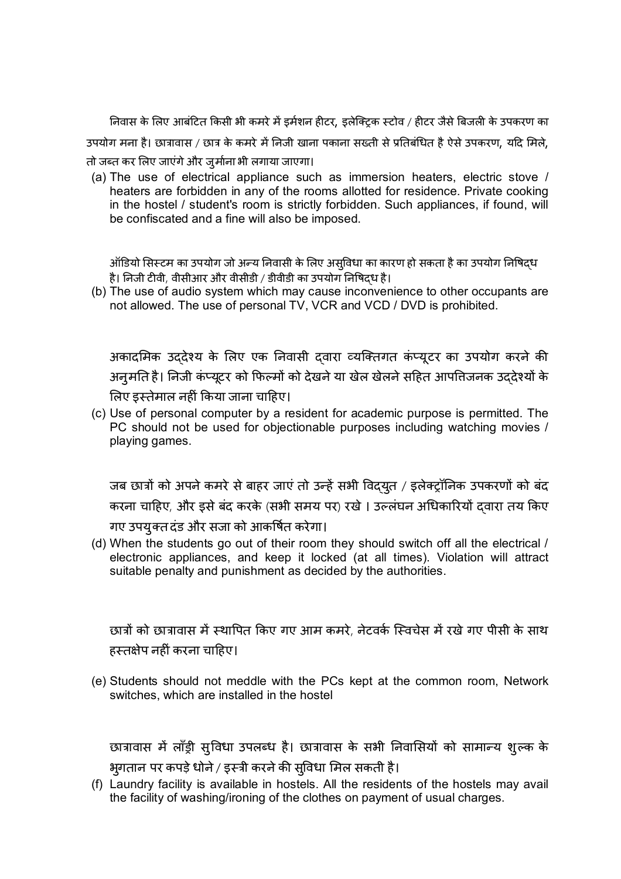निवास के लिए आबंटित किसी भी कमरे में इर्मशन हीटर, इलेक्ट्रिक स्टोव / हीटर जैसे बिजली के उपकरण का उपयोग मना है। छात्रावास / छात्र के कमरे में निजी खाना पकाना सख्ती से प्रतिबंधित है ऐसे उपकरण, यदि मिले, तो जब्त कर लिए जाएंगे और जुर्माना भी लगाया जाएगा।

(a) The use of electrical appliance such as immersion heaters, electric stove / heaters are forbidden in any of the rooms allotted for residence. Private cooking in the hostel / student's room is strictly forbidden. Such appliances, if found, will be confiscated and a fine will also be imposed.

ऑडियो सिस्टम का उपयोग जो अन्य निवासी के लिए असुविधा का कारण हो सकता है का उपयोग निषिद्ध है। निजी टीवी, वीसीआर और वीसीडी / डीवीडी का उपयोग निषिद्ध है।

(b) The use of audio system which may cause inconvenience to other occupants are not allowed. The use of personal TV, VCR and VCD / DVD is prohibited.

अकादमिक उद्देश्य के लिए एक निवासी द्वारा व्यक्तिगत कंप्यूटर का उपयोग करने की अनुमति है। निजी कंप्यूटर को फिल्मों को देखने या खेल खेलने सहित आपत्तिजनक उद्देश्यों के लिए इस्तेमाल नहीं किया जाना चाहिए।

(c) Use of personal computer by a resident for academic purpose is permitted. The PC should not be used for objectionable purposes including watching movies / playing games.

जब छात्रों को अपने कमरे से बाहर जाएं तो उन्हें सभी विद्युत / इलेक्ट्रॉनिक उपकरणों को बंद करना चाहिए, और इसे बंद करके (सभी समय पर) रखे । उल्लंघन अधिकारियों द्वारा तय किए गए उपयुक्त दंड और सजा को आकर्षित करेगा।

(d) When the students go out of their room they should switch off all the electrical / electronic appliances, and keep it locked (at all times). Violation will attract suitable penalty and punishment as decided by the authorities.

छात्रों को छात्रावास में स्थापित किए गए आम कमरे, नेटवर्क स्विचेस में रखे गए पीसी के साथ हस्तक्षेप नहीं करना चाहिए।

(e) Students should not meddle with the PCs kept at the common room, Network switches, which are installed in the hostel

छात्रावास में लॉंड्री सुविधा उपलब्ध है। छात्रावास के सभी निवासियों को सामान्य शुल्क के भुगतान पर कपड़े धोने / इस्त्री करने की सुविधा मिल सकती है।

(f) Laundry facility is available in hostels. All the residents of the hostels may avail the facility of washing/ironing of the clothes on payment of usual charges.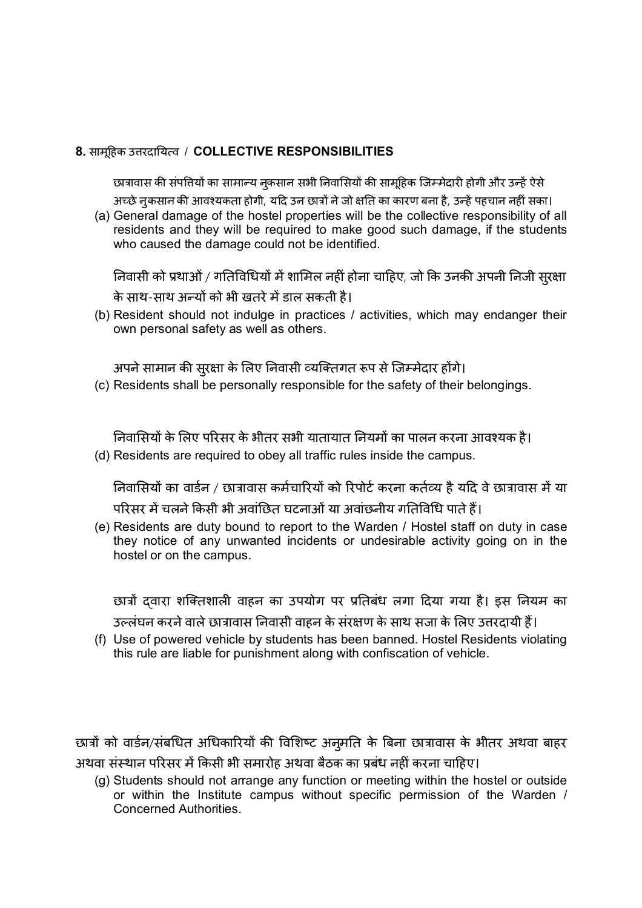## 8. सामूहिक उत्तरदायित्व / COLLECTIVE RESPONSIBILITIES

छात्रावास की संपत्तियों का सामान्य नुकसान सभी निवासियों की सामूहिक जिम्मेदारी होगी और उन्हें ऐसे अच्छे नुकसान की आवश्यकता होगी, यदि उन छात्रों ने जो क्षति का कारण बना है, उन्हें पहचान नहीं सका।

(a) General damage of the hostel properties will be the collective responsibility of all residents and they will be required to make good such damage, if the students who caused the damage could not be identified.

निवासी को प्रथाओं / गतिविधियों में शामिल नहीं होना चाहिए, जो कि उनकी अपनी निजी सुरक्षा के साथ-साथ अन्यों को भी खतरे में डाल सकती है।

(b) Resident should not indulge in practices / activities, which may endanger their own personal safety as well as others.

अपने सामान की सुरक्षा के लिए निवासी व्यक्तिगत रूप से जिम्मेदार होंगे।

(c) Residents shall be personally responsible for the safety of their belongings.

निवासियों के लिए परिसर के भीतर सभी यातायात नियमों का पालन करना आवश्यक है।

(d) Residents are required to obey all traffic rules inside the campus.

निवासियों का वार्डन / छात्रावास कर्मचारियों को रिपोर्ट करना कर्तव्य है यदि वे छात्रावास में या परिसर में चलने किसी भी अवांछित घटनाओं या अवांछनीय गतिविधि पाते हैं।

(e) Residents are duty bound to report to the Warden / Hostel staff on duty in case they notice of any unwanted incidents or undesirable activity going on in the hostel or on the campus.

छात्रों द्वारा शक्तिशाली वाहन का उपयोग पर प्रतिबंध लगा दिया गया है। इस नियम का उल्लंघन करने वाले छात्रावास निवासी वाहन के संरक्षण के साथ सजा के लिए उत्तरदायी हैं।

(f) Use of powered vehicle by students has been banned. Hostel Residents violating this rule are liable for punishment along with confiscation of vehicle.

छात्रों को वार्डन/संबधित अधिकारियों की विशिष्ट अनुमति के बिना छात्रावास के भीतर अथवा बाहर अथवा संस्थान परिसर में किसी भी समारोह अथवा बैठक का प्रबंध नहीं करना चाहिए।

(g) Students should not arrange any function or meeting within the hostel or outside or within the Institute campus without specific permission of the Warden / Concerned Authorities.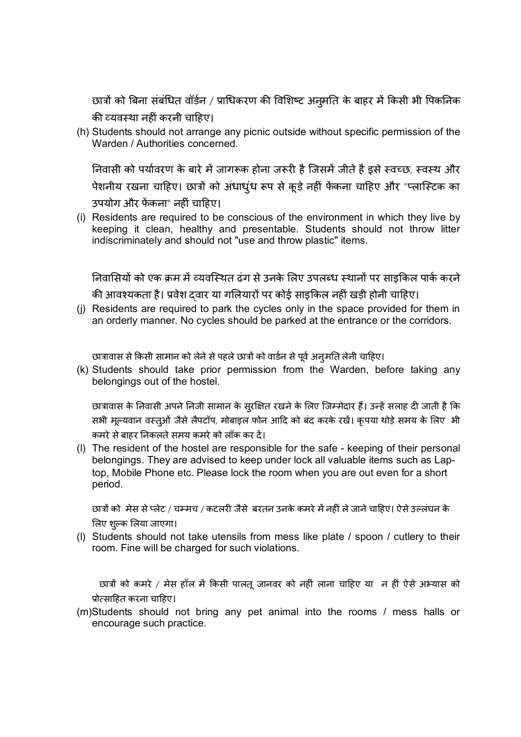छात्रों को बिना संबंधित वॉर्डन / प्राधिकरण की विशिष्ट अनुमति के बाहर में किसी भी पिकनिक की व्यवस्था नहीं करनी चाहिए।

(h) Students should not arrange any picnic outside without specific permission of the Warden / Authorities concerned.

निवासी को पर्यावरण के बारे में जागरूक होना जरूरी है जिसमें जीते है इसे स्वच्छ, स्वस्थ और पेशनीय रखना चाहिए। छात्रों को अंधाधुंध रूप से कूड़े नहीं फेंकना चाहिए और "प्लास्टिक का उपयोग और फेंकना" नहीं चाहिए।

(i) Residents are required to be conscious of the environment in which they live by keeping it clean, healthy and presentable. Students should not throw litter indiscriminately and should not "use and throw plastic" items.

निवासियों को एक क्रम में व्यवस्थित ढंग से उनके लिए उपलब्ध स्थानों पर साइकिल पार्क करने की आवश्यकता है। प्रवेश द्वार या गलियारों पर कोई साइकिल नहीं खड़ी होनी चाहिए।

(j) Residents are required to park the cycles only in the space provided for them in an orderly manner. No cycles should be parked at the entrance or the corridors.

छात्रावास से किसी सामान को लेने से पहले छात्रों को वार्डन से पूर्व अनुमति लेनी चाहिए।

(k) Students should take prior permission from the Warden, before taking any belongings out of the hostel.

छात्रावास के निवासी अपने निजी सामान के सुरक्षित रखने के लिए जिम्मेदार हैं। उन्हें सलाह दी जाती है कि सभी मूल्यवान वस्तुओं जैसे लैपटॉप, मोबाइल फोन आदि को बंद करके रखें। कृपया थोड़े समय के लिए भी कमरे से बाहर निकलते समय कमरे को लॉक कर दें।

(l) The resident of the hostel are responsible for the safe - keeping of their personal belongings. They are advised to keep under lock all valuable items such as Lap-top, Mobile Phone etc. Please lock the room when you are out even for a short period.

छात्रों को मेस से प्लेट / चम्मच / कटलरी जैसे बरतन उनके कमरे में नहीं ले जाने चाहिए। ऐसे उल्लंघन के लिए शुल्क लिया जाएगा।

(l) Students should not take utensils from mess like plate / spoon / cutlery to their room. Fine will be charged for such violations.

छात्रों को कमरे / मेस हॉल में किसी पालतू जानवर को नहीं लाना चाहिए या न हीं ऐसे अभ्यास को प्रोत्साहित करना चाहिए।

(m) Students should not bring any pet animal into the rooms / mess halls or encourage such practice.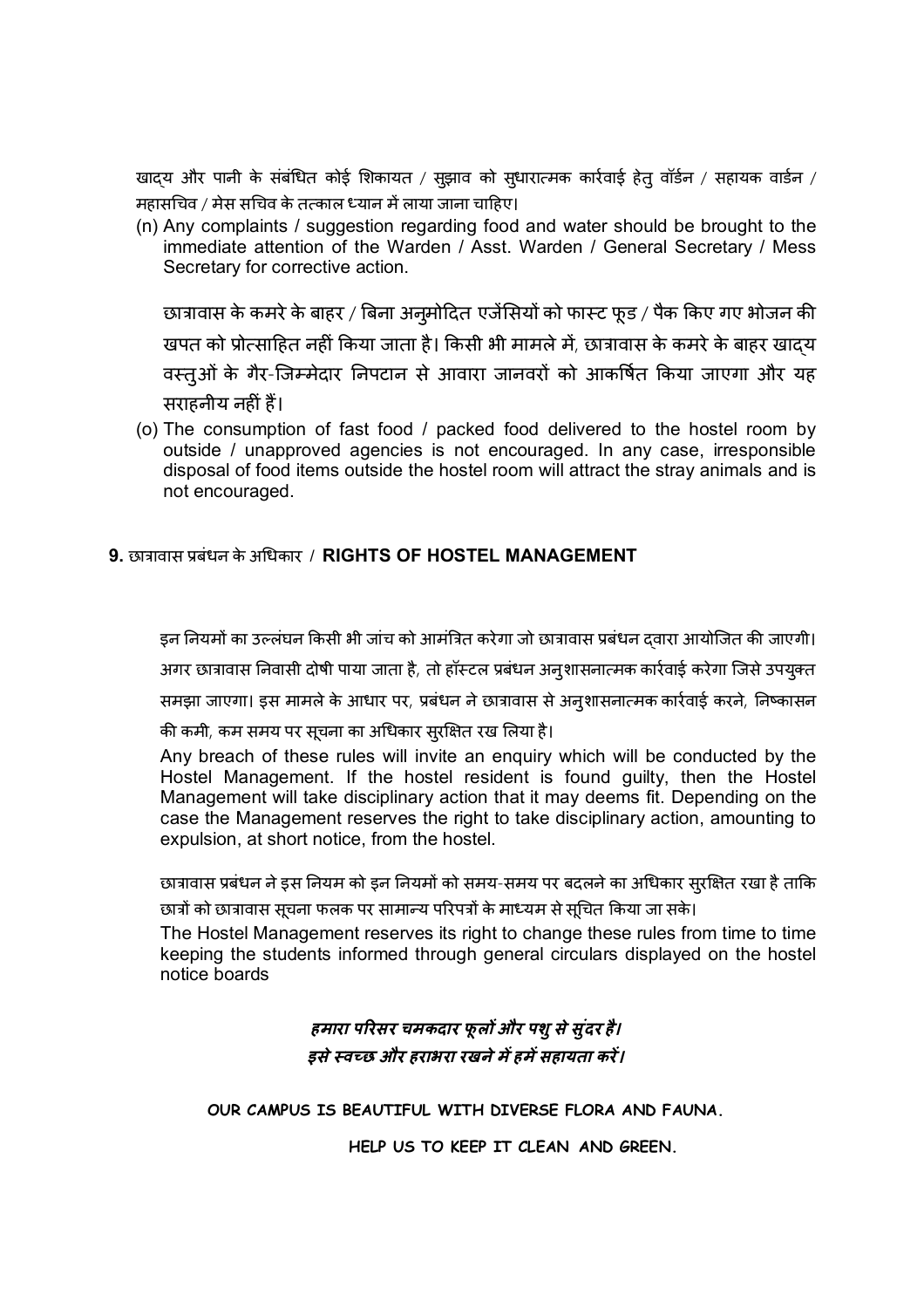खाद्य और पानी के संबंधित कोई शिकायत / सुझाव को सुधारात्मक कार्रवाई हेतु वॉर्डन / सहायक वार्डन / महासचिव / मेस सचिव के तत्काल ध्यान में लाया जाना चाहिए।

(n) Any complaints / suggestion regarding food and water should be brought to the immediate attention of the Warden / Asst. Warden / General Secretary / Mess Secretary for corrective action.

छात्रावास के कमरे के बाहर / बिना अनुमोदित एजेंसियों को फास्ट फूड / पैक किए गए भोजन की खपत को प्रोत्साहित नहीं किया जाता है। किसी भी मामले में, छात्रावास के कमरे के बाहर खाद्य वस्तुओं के गैर-जिम्मेदार निपटान से आवारा जानवरों को आकर्षित किया जाएगा और यह सराहनीय नहीं हैं।

(o) The consumption of fast food / packed food delivered to the hostel room by outside / unapproved agencies is not encouraged. In any case, irresponsible disposal of food items outside the hostel room will attract the stray animals and is not encouraged.

## 9. छात्रावास प्रबंधन के अधिकार / RIGHTS OF HOSTEL MANAGEMENT

इन नियमों का उल्लंघन किसी भी जांच को आमंत्रित करेगा जो छात्रावास प्रबंधन द्वारा आयोजित की जाएगी। अगर छात्रावास निवासी दोषी पाया जाता है, तो हॉस्टल प्रबंधन अनुशासनात्मक कार्रवाई करेगा जिसे उपयुक्त समझा जाएगा। इस मामले के आधार पर, प्रबंधन ने छात्रावास से अनुशासनात्मक कार्रवाई करने, निष्कासन की कमी, कम समय पर सूचना का अधिकार सुरक्षित रख लिया है।

Any breach of these rules will invite an enquiry which will be conducted by the Hostel Management. If the hostel resident is found guilty, then the Hostel Management will take disciplinary action that it may deems fit. Depending on the case the Management reserves the right to take disciplinary action, amounting to expulsion, at short notice, from the hostel.

छात्रावास प्रबंधन ने इस नियम को इन नियमों को समय-समय पर बदलने का अधिकार सुरक्षित रखा है ताकि छात्रों को छात्रावास सूचना फलक पर सामान्य परिपत्रों के माध्यम से सूचित किया जा सके।

The Hostel Management reserves its right to change these rules from time to time keeping the students informed through general circulars displayed on the hostel notice boards

***हमारा परिसर चमकदार फूलों और पशु से सुंदर है।***
***इसे स्वच्छ और हराभरा रखने में हमें सहायता करें।***

**OUR CAMPUS IS BEAUTIFUL WITH DIVERSE FLORA AND FAUNA.**

**HELP US TO KEEP IT CLEAN AND GREEN.**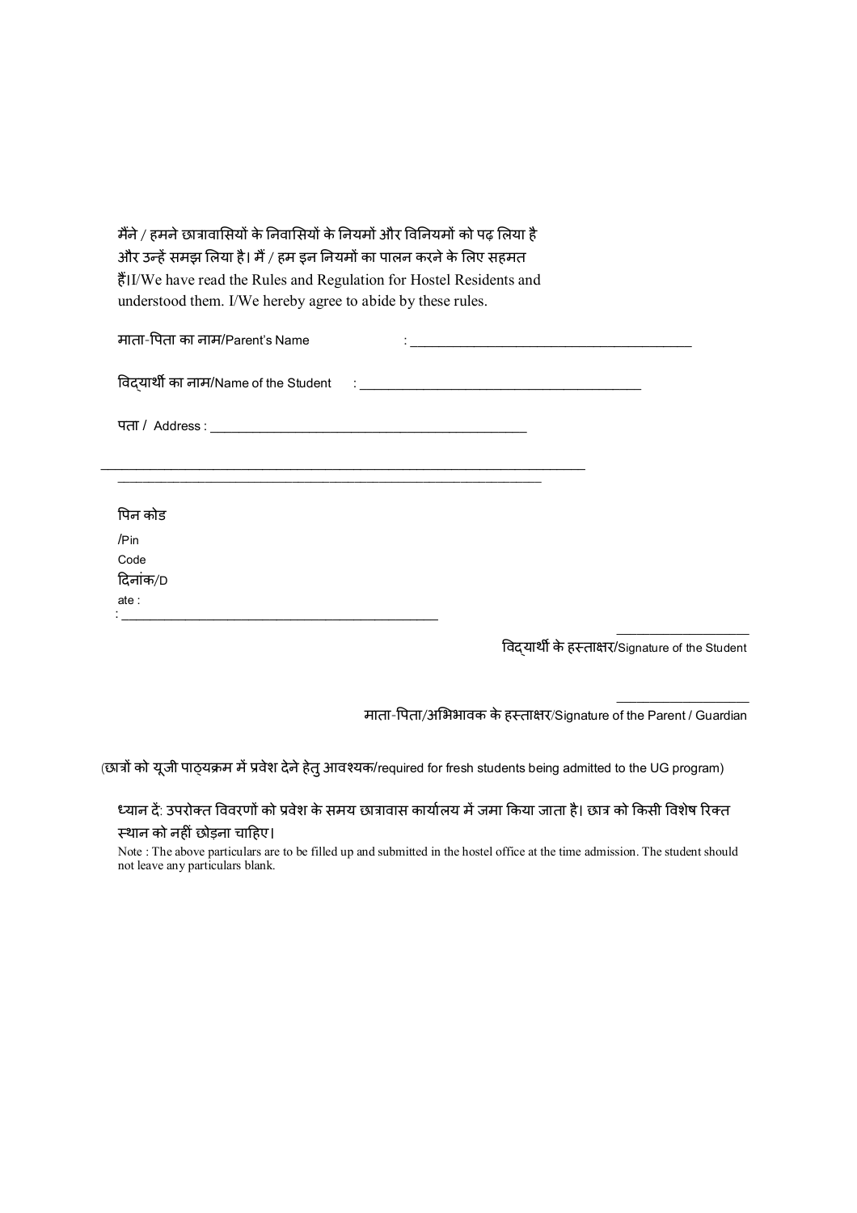मैंने / हमने छात्रावासियों के निवासियों के नियमों और विनियमों को पढ़ लिया है और उन्हें समझ लिया है। मैं / हम इन नियमों का पालन करने के लिए सहमत हैं।I/We have read the Rules and Regulation for Hostel Residents and understood them. I/We hereby agree to abide by these rules.

माता-पिता का नाम/Parent's Name : ________________________________________

विद्यार्थी का नाम/Name of the Student : ________________________________________

पता / Address : ______________________________________________

_______________________________________________________________________

_____________________________________________________________

पिन कोड /Pin Code

दिनांक/Date : _______________________________________________

___________________
विद्यार्थी के हस्ताक्षर/Signature of the Student

___________________
माता-पिता/अभिभावक के हस्ताक्षर/Signature of the Parent / Guardian

(छात्रों को यूजी पाठ्यक्रम में प्रवेश देने हेतु आवश्यक/required for fresh students being admitted to the UG program)

ध्यान दें: उपरोक्त विवरणों को प्रवेश के समय छात्रावास कार्यालय में जमा किया जाता है। छात्र को किसी विशेष रिक्त स्थान को नहीं छोड़ना चाहिए।

Note : The above particulars are to be filled up and submitted in the hostel office at the time admission. The student should not leave any particulars blank.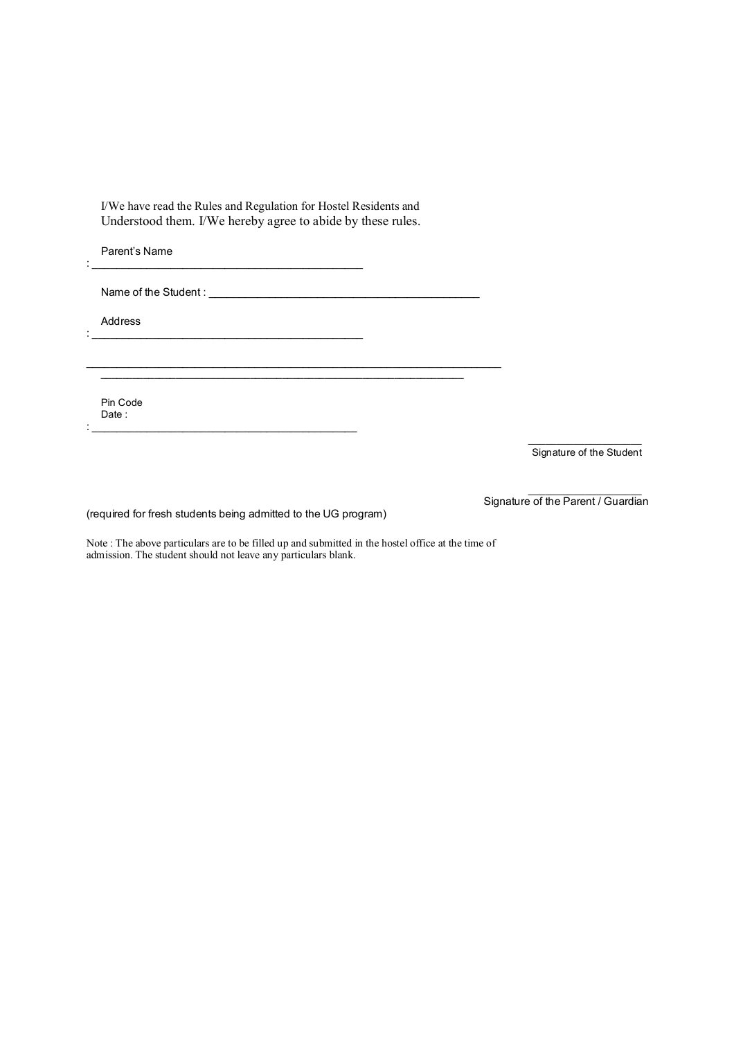I/We have read the Rules and Regulation for Hostel Residents and Understood them. I/We hereby agree to abide by these rules.

Parent's Name

: ___________________________________________

Name of the Student : ___________________________________________

Address

: ___________________________________________

___________________________________________________________________

___________________________________________________________

Pin Code

Date :

: ___________________________________________

___________________

Signature of the Student

___________________

Signature of the Parent / Guardian

(required for fresh students being admitted to the UG program)

Note : The above particulars are to be filled up and submitted in the hostel office at the time of admission. The student should not leave any particulars blank.